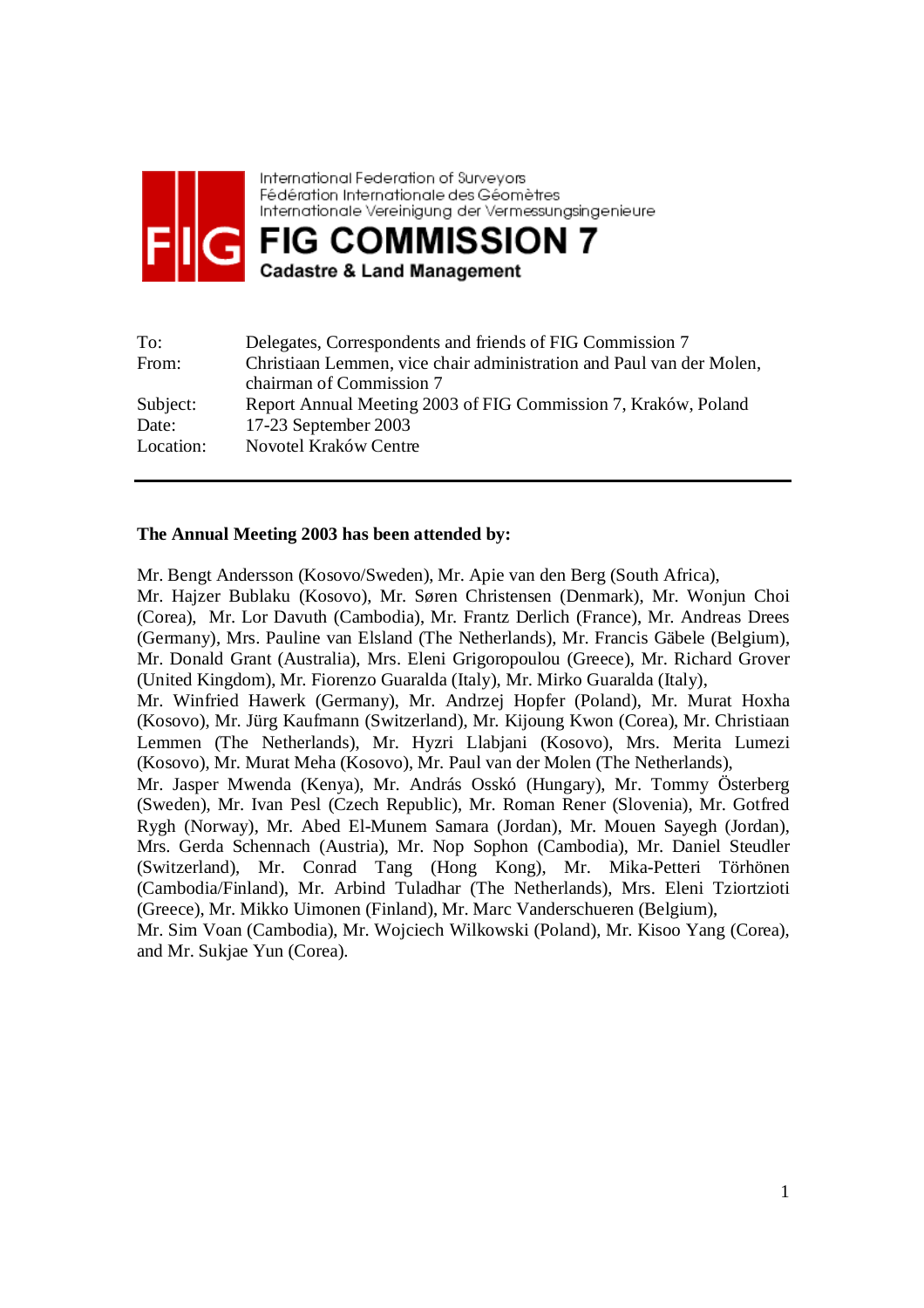International Federation of Surveyors
Fédération Internationale des Géomètres
Internationale Vereinigung der Vermessungsingenieure

# FIG COMMISSION 7

**Cadastre & Land Management**

| | |
|---|---|
| To: | Delegates, Correspondents and friends of FIG Commission 7 |
| From: | Christiaan Lemmen, vice chair administration and Paul van der Molen, chairman of Commission 7 |
| Subject: | Report Annual Meeting 2003 of FIG Commission 7, Kraków, Poland |
| Date: | 17-23 September 2003 |
| Location: | Novotel Kraków Centre |

---

**The Annual Meeting 2003 has been attended by:**

Mr. Bengt Andersson (Kosovo/Sweden), Mr. Apie van den Berg (South Africa), Mr. Hajzer Bublaku (Kosovo), Mr. Søren Christensen (Denmark), Mr. Wonjun Choi (Corea), Mr. Lor Davuth (Cambodia), Mr. Frantz Derlich (France), Mr. Andreas Drees (Germany), Mrs. Pauline van Elsland (The Netherlands), Mr. Francis Gäbele (Belgium), Mr. Donald Grant (Australia), Mrs. Eleni Grigoropoulou (Greece), Mr. Richard Grover (United Kingdom), Mr. Fiorenzo Guaralda (Italy), Mr. Mirko Guaralda (Italy), Mr. Winfried Hawerk (Germany), Mr. Andrzej Hopfer (Poland), Mr. Murat Hoxha (Kosovo), Mr. Jürg Kaufmann (Switzerland), Mr. Kijoung Kwon (Corea), Mr. Christiaan Lemmen (The Netherlands), Mr. Hyzri Llabjani (Kosovo), Mrs. Merita Lumezi (Kosovo), Mr. Murat Meha (Kosovo), Mr. Paul van der Molen (The Netherlands), Mr. Jasper Mwenda (Kenya), Mr. András Osskó (Hungary), Mr. Tommy Österberg (Sweden), Mr. Ivan Pesl (Czech Republic), Mr. Roman Rener (Slovenia), Mr. Gotfred Rygh (Norway), Mr. Abed El-Munem Samara (Jordan), Mr. Mouen Sayegh (Jordan), Mrs. Gerda Schennach (Austria), Mr. Nop Sophon (Cambodia), Mr. Daniel Steudler (Switzerland), Mr. Conrad Tang (Hong Kong), Mr. Mika-Petteri Törhönen (Cambodia/Finland), Mr. Arbind Tuladhar (The Netherlands), Mrs. Eleni Tziortzioti (Greece), Mr. Mikko Uimonen (Finland), Mr. Marc Vanderschueren (Belgium), Mr. Sim Voan (Cambodia), Mr. Wojciech Wilkowski (Poland), Mr. Kisoo Yang (Corea), and Mr. Sukjae Yun (Corea).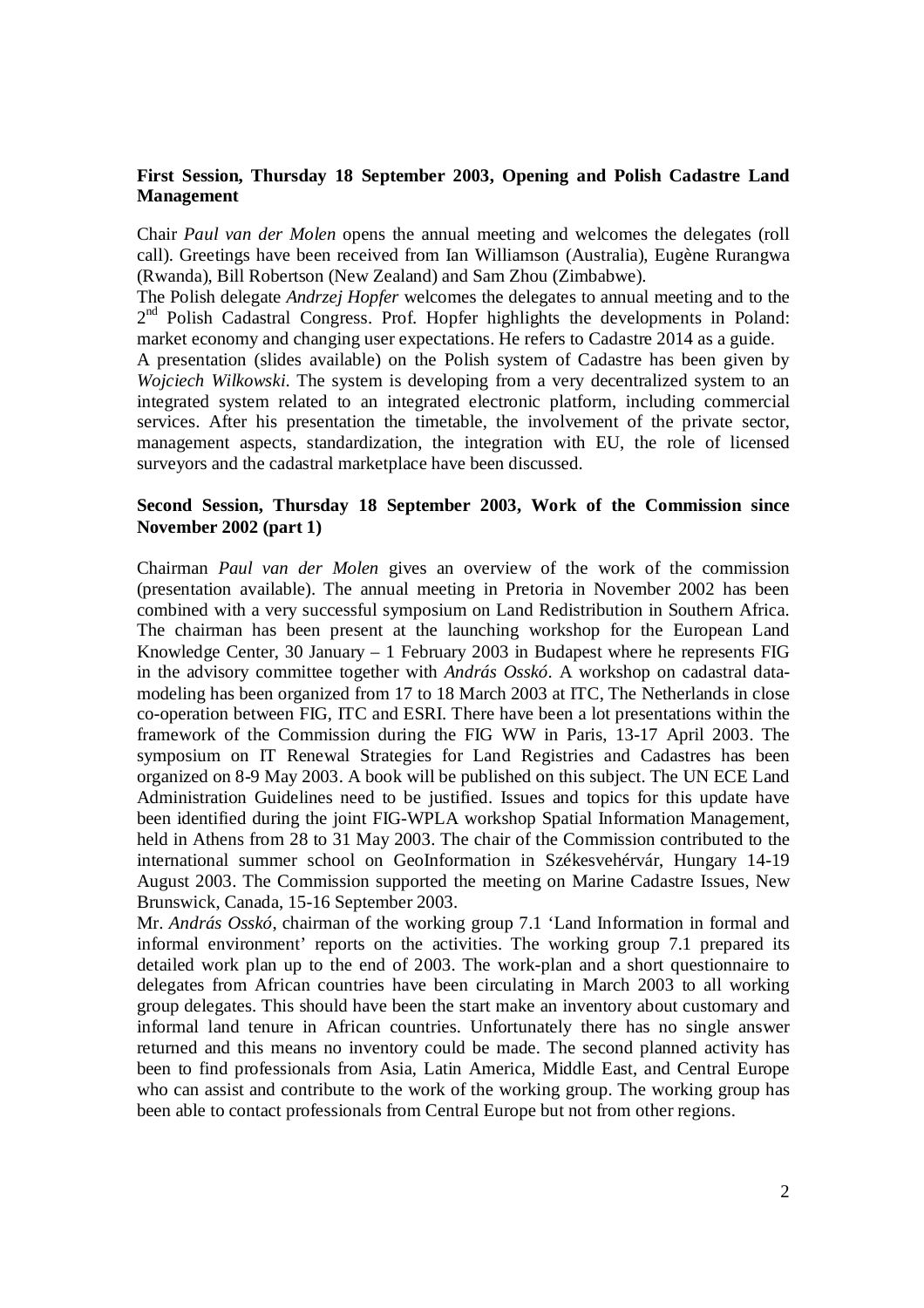**First Session, Thursday 18 September 2003, Opening and Polish Cadastre Land Management**

Chair *Paul van der Molen* opens the annual meeting and welcomes the delegates (roll call). Greetings have been received from Ian Williamson (Australia), Eugène Rurangwa (Rwanda), Bill Robertson (New Zealand) and Sam Zhou (Zimbabwe).

The Polish delegate *Andrzej Hopfer* welcomes the delegates to annual meeting and to the 2nd Polish Cadastral Congress. Prof. Hopfer highlights the developments in Poland: market economy and changing user expectations. He refers to Cadastre 2014 as a guide.

A presentation (slides available) on the Polish system of Cadastre has been given by *Wojciech Wilkowski*. The system is developing from a very decentralized system to an integrated system related to an integrated electronic platform, including commercial services. After his presentation the timetable, the involvement of the private sector, management aspects, standardization, the integration with EU, the role of licensed surveyors and the cadastral marketplace have been discussed.

**Second Session, Thursday 18 September 2003, Work of the Commission since November 2002 (part 1)**

Chairman *Paul van der Molen* gives an overview of the work of the commission (presentation available). The annual meeting in Pretoria in November 2002 has been combined with a very successful symposium on Land Redistribution in Southern Africa. The chairman has been present at the launching workshop for the European Land Knowledge Center, 30 January – 1 February 2003 in Budapest where he represents FIG in the advisory committee together with *András Osskó*. A workshop on cadastral data-modeling has been organized from 17 to 18 March 2003 at ITC, The Netherlands in close co-operation between FIG, ITC and ESRI. There have been a lot presentations within the framework of the Commission during the FIG WW in Paris, 13-17 April 2003. The symposium on IT Renewal Strategies for Land Registries and Cadastres has been organized on 8-9 May 2003. A book will be published on this subject. The UN ECE Land Administration Guidelines need to be justified. Issues and topics for this update have been identified during the joint FIG-WPLA workshop Spatial Information Management, held in Athens from 28 to 31 May 2003. The chair of the Commission contributed to the international summer school on GeoInformation in Székesvehérvár, Hungary 14-19 August 2003. The Commission supported the meeting on Marine Cadastre Issues, New Brunswick, Canada, 15-16 September 2003.

Mr. *András Osskó*, chairman of the working group 7.1 'Land Information in formal and informal environment' reports on the activities. The working group 7.1 prepared its detailed work plan up to the end of 2003. The work-plan and a short questionnaire to delegates from African countries have been circulating in March 2003 to all working group delegates. This should have been the start make an inventory about customary and informal land tenure in African countries. Unfortunately there has no single answer returned and this means no inventory could be made. The second planned activity has been to find professionals from Asia, Latin America, Middle East, and Central Europe who can assist and contribute to the work of the working group. The working group has been able to contact professionals from Central Europe but not from other regions.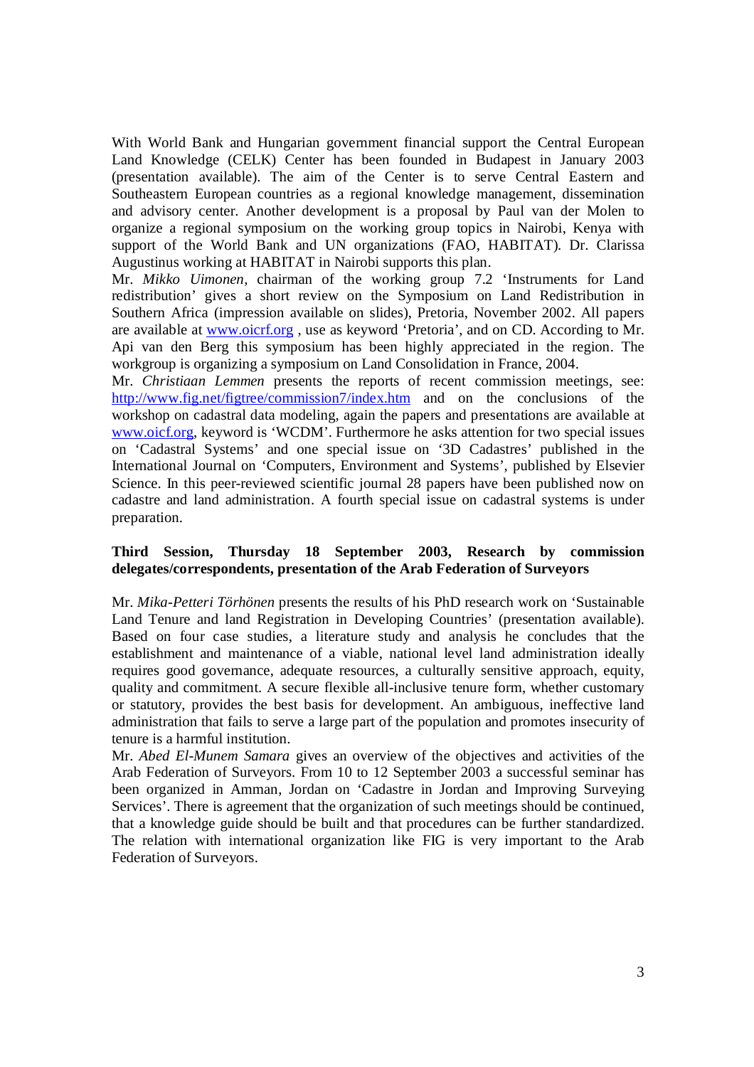With World Bank and Hungarian government financial support the Central European Land Knowledge (CELK) Center has been founded in Budapest in January 2003 (presentation available). The aim of the Center is to serve Central Eastern and Southeastern European countries as a regional knowledge management, dissemination and advisory center. Another development is a proposal by Paul van der Molen to organize a regional symposium on the working group topics in Nairobi, Kenya with support of the World Bank and UN organizations (FAO, HABITAT). Dr. Clarissa Augustinus working at HABITAT in Nairobi supports this plan.

Mr. *Mikko Uimonen*, chairman of the working group 7.2 'Instruments for Land redistribution' gives a short review on the Symposium on Land Redistribution in Southern Africa (impression available on slides), Pretoria, November 2002. All papers are available at [www.oicrf.org](http://www.oicrf.org) , use as keyword 'Pretoria', and on CD. According to Mr. Api van den Berg this symposium has been highly appreciated in the region. The workgroup is organizing a symposium on Land Consolidation in France, 2004.

Mr. *Christiaan Lemmen* presents the reports of recent commission meetings, see: [http://www.fig.net/figtree/commission7/index.htm](http://www.fig.net/figtree/commission7/index.htm) and on the conclusions of the workshop on cadastral data modeling, again the papers and presentations are available at [www.oicf.org](http://www.oicf.org), keyword is 'WCDM'. Furthermore he asks attention for two special issues on 'Cadastral Systems' and one special issue on '3D Cadastres' published in the International Journal on 'Computers, Environment and Systems', published by Elsevier Science. In this peer-reviewed scientific journal 28 papers have been published now on cadastre and land administration. A fourth special issue on cadastral systems is under preparation.

**Third Session, Thursday 18 September 2003, Research by commission delegates/correspondents, presentation of the Arab Federation of Surveyors**

Mr. *Mika-Petteri Törhönen* presents the results of his PhD research work on 'Sustainable Land Tenure and land Registration in Developing Countries' (presentation available). Based on four case studies, a literature study and analysis he concludes that the establishment and maintenance of a viable, national level land administration ideally requires good governance, adequate resources, a culturally sensitive approach, equity, quality and commitment. A secure flexible all-inclusive tenure form, whether customary or statutory, provides the best basis for development. An ambiguous, ineffective land administration that fails to serve a large part of the population and promotes insecurity of tenure is a harmful institution.

Mr. *Abed El-Munem Samara* gives an overview of the objectives and activities of the Arab Federation of Surveyors. From 10 to 12 September 2003 a successful seminar has been organized in Amman, Jordan on 'Cadastre in Jordan and Improving Surveying Services'. There is agreement that the organization of such meetings should be continued, that a knowledge guide should be built and that procedures can be further standardized. The relation with international organization like FIG is very important to the Arab Federation of Surveyors.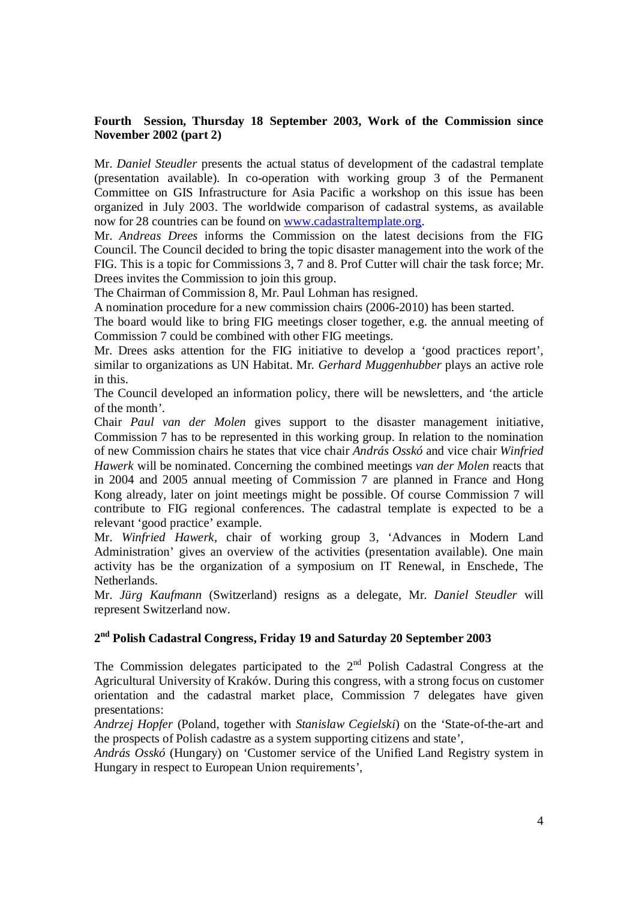**Fourth Session, Thursday 18 September 2003, Work of the Commission since November 2002 (part 2)**

Mr. *Daniel Steudler* presents the actual status of development of the cadastral template (presentation available). In co-operation with working group 3 of the Permanent Committee on GIS Infrastructure for Asia Pacific a workshop on this issue has been organized in July 2003. The worldwide comparison of cadastral systems, as available now for 28 countries can be found on [www.cadastraltemplate.org](www.cadastraltemplate.org).

Mr. *Andreas Drees* informs the Commission on the latest decisions from the FIG Council. The Council decided to bring the topic disaster management into the work of the FIG. This is a topic for Commissions 3, 7 and 8. Prof Cutter will chair the task force; Mr. Drees invites the Commission to join this group.

The Chairman of Commission 8, Mr. Paul Lohman has resigned.

A nomination procedure for a new commission chairs (2006-2010) has been started.

The board would like to bring FIG meetings closer together, e.g. the annual meeting of Commission 7 could be combined with other FIG meetings.

Mr. Drees asks attention for the FIG initiative to develop a 'good practices report', similar to organizations as UN Habitat. Mr. *Gerhard Muggenhubber* plays an active role in this.

The Council developed an information policy, there will be newsletters, and 'the article of the month'.

Chair *Paul van der Molen* gives support to the disaster management initiative, Commission 7 has to be represented in this working group. In relation to the nomination of new Commission chairs he states that vice chair *András Osskó* and vice chair *Winfried Hawerk* will be nominated. Concerning the combined meetings *van der Molen* reacts that in 2004 and 2005 annual meeting of Commission 7 are planned in France and Hong Kong already, later on joint meetings might be possible. Of course Commission 7 will contribute to FIG regional conferences. The cadastral template is expected to be a relevant 'good practice' example.

Mr. *Winfried Hawerk*, chair of working group 3, 'Advances in Modern Land Administration' gives an overview of the activities (presentation available). One main activity has be the organization of a symposium on IT Renewal, in Enschede, The Netherlands.

Mr. *Jürg Kaufmann* (Switzerland) resigns as a delegate, Mr. *Daniel Steudler* will represent Switzerland now.

**2nd Polish Cadastral Congress, Friday 19 and Saturday 20 September 2003**

The Commission delegates participated to the 2nd Polish Cadastral Congress at the Agricultural University of Kraków. During this congress, with a strong focus on customer orientation and the cadastral market place, Commission 7 delegates have given presentations:

*Andrzej Hopfer* (Poland, together with *Stanislaw Cegielski*) on the 'State-of-the-art and the prospects of Polish cadastre as a system supporting citizens and state',

*András Osskó* (Hungary) on 'Customer service of the Unified Land Registry system in Hungary in respect to European Union requirements',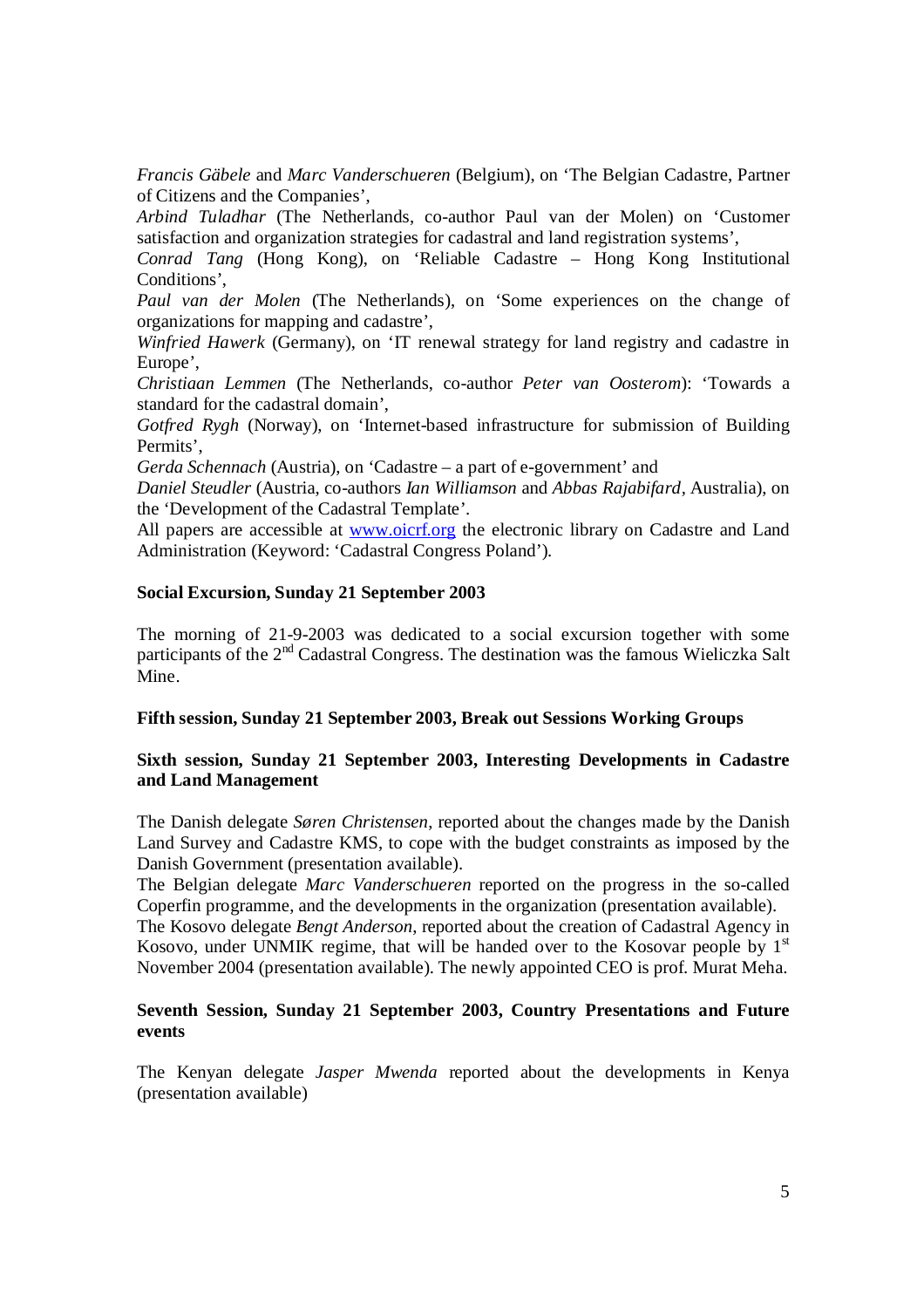*Francis Gäbele* and *Marc Vanderschueren* (Belgium), on 'The Belgian Cadastre, Partner of Citizens and the Companies',
*Arbind Tuladhar* (The Netherlands, co-author Paul van der Molen) on 'Customer satisfaction and organization strategies for cadastral and land registration systems',
*Conrad Tang* (Hong Kong), on 'Reliable Cadastre – Hong Kong Institutional Conditions',
*Paul van der Molen* (The Netherlands), on 'Some experiences on the change of organizations for mapping and cadastre',
*Winfried Hawerk* (Germany), on 'IT renewal strategy for land registry and cadastre in Europe',
*Christiaan Lemmen* (The Netherlands, co-author *Peter van Oosterom*): 'Towards a standard for the cadastral domain',
*Gotfred Rygh* (Norway), on 'Internet-based infrastructure for submission of Building Permits',
*Gerda Schennach* (Austria), on 'Cadastre – a part of e-government' and
*Daniel Steudler* (Austria, co-authors *Ian Williamson* and *Abbas Rajabifard*, Australia), on the 'Development of the Cadastral Template'.
All papers are accessible at [www.oicrf.org](www.oicrf.org) the electronic library on Cadastre and Land Administration (Keyword: 'Cadastral Congress Poland').

**Social Excursion, Sunday 21 September 2003**

The morning of 21-9-2003 was dedicated to a social excursion together with some participants of the 2nd Cadastral Congress. The destination was the famous Wieliczka Salt Mine.

**Fifth session, Sunday 21 September 2003, Break out Sessions Working Groups**

**Sixth session, Sunday 21 September 2003, Interesting Developments in Cadastre and Land Management**

The Danish delegate *Søren Christensen*, reported about the changes made by the Danish Land Survey and Cadastre KMS, to cope with the budget constraints as imposed by the Danish Government (presentation available).
The Belgian delegate *Marc Vanderschueren* reported on the progress in the so-called Coperfin programme, and the developments in the organization (presentation available).
The Kosovo delegate *Bengt Anderson*, reported about the creation of Cadastral Agency in Kosovo, under UNMIK regime, that will be handed over to the Kosovar people by 1st November 2004 (presentation available). The newly appointed CEO is prof. Murat Meha.

**Seventh Session, Sunday 21 September 2003, Country Presentations and Future events**

The Kenyan delegate *Jasper Mwenda* reported about the developments in Kenya (presentation available)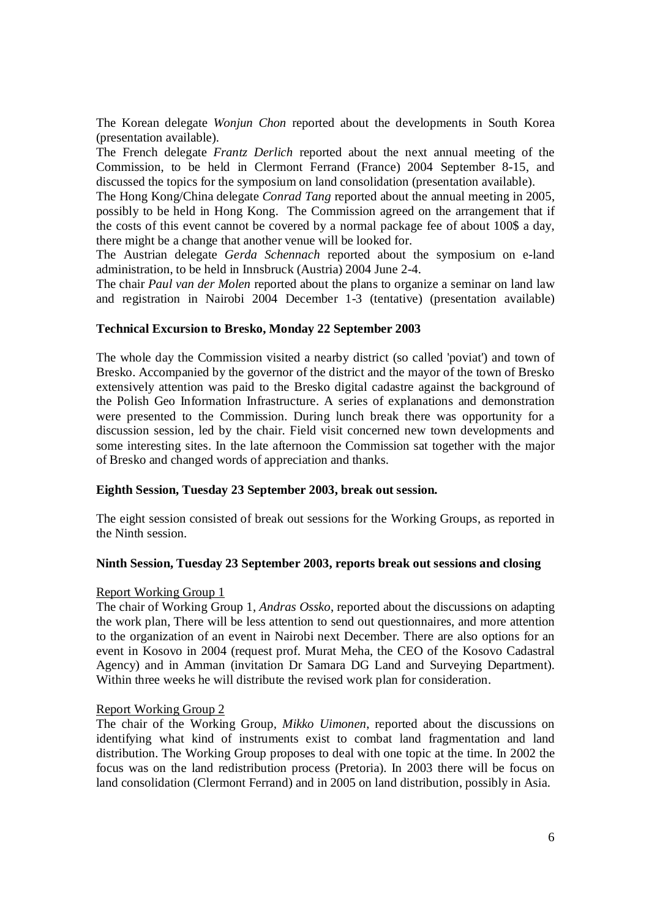The Korean delegate *Wonjun Chon* reported about the developments in South Korea (presentation available).

The French delegate *Frantz Derlich* reported about the next annual meeting of the Commission, to be held in Clermont Ferrand (France) 2004 September 8-15, and discussed the topics for the symposium on land consolidation (presentation available).

The Hong Kong/China delegate *Conrad Tang* reported about the annual meeting in 2005, possibly to be held in Hong Kong. The Commission agreed on the arrangement that if the costs of this event cannot be covered by a normal package fee of about 100$ a day, there might be a change that another venue will be looked for.

The Austrian delegate *Gerda Schennach* reported about the symposium on e-land administration, to be held in Innsbruck (Austria) 2004 June 2-4.

The chair *Paul van der Molen* reported about the plans to organize a seminar on land law and registration in Nairobi 2004 December 1-3 (tentative) (presentation available)

**Technical Excursion to Bresko, Monday 22 September 2003**

The whole day the Commission visited a nearby district (so called 'poviat') and town of Bresko. Accompanied by the governor of the district and the mayor of the town of Bresko extensively attention was paid to the Bresko digital cadastre against the background of the Polish Geo Information Infrastructure. A series of explanations and demonstration were presented to the Commission. During lunch break there was opportunity for a discussion session, led by the chair. Field visit concerned new town developments and some interesting sites. In the late afternoon the Commission sat together with the major of Bresko and changed words of appreciation and thanks.

**Eighth Session, Tuesday 23 September 2003, break out session.**

The eight session consisted of break out sessions for the Working Groups, as reported in the Ninth session.

**Ninth Session, Tuesday 23 September 2003, reports break out sessions and closing**

<u>Report Working Group 1</u>

The chair of Working Group 1, *Andras Ossko*, reported about the discussions on adapting the work plan, There will be less attention to send out questionnaires, and more attention to the organization of an event in Nairobi next December. There are also options for an event in Kosovo in 2004 (request prof. Murat Meha, the CEO of the Kosovo Cadastral Agency) and in Amman (invitation Dr Samara DG Land and Surveying Department). Within three weeks he will distribute the revised work plan for consideration.

<u>Report Working Group 2</u>

The chair of the Working Group, *Mikko Uimonen*, reported about the discussions on identifying what kind of instruments exist to combat land fragmentation and land distribution. The Working Group proposes to deal with one topic at the time. In 2002 the focus was on the land redistribution process (Pretoria). In 2003 there will be focus on land consolidation (Clermont Ferrand) and in 2005 on land distribution, possibly in Asia.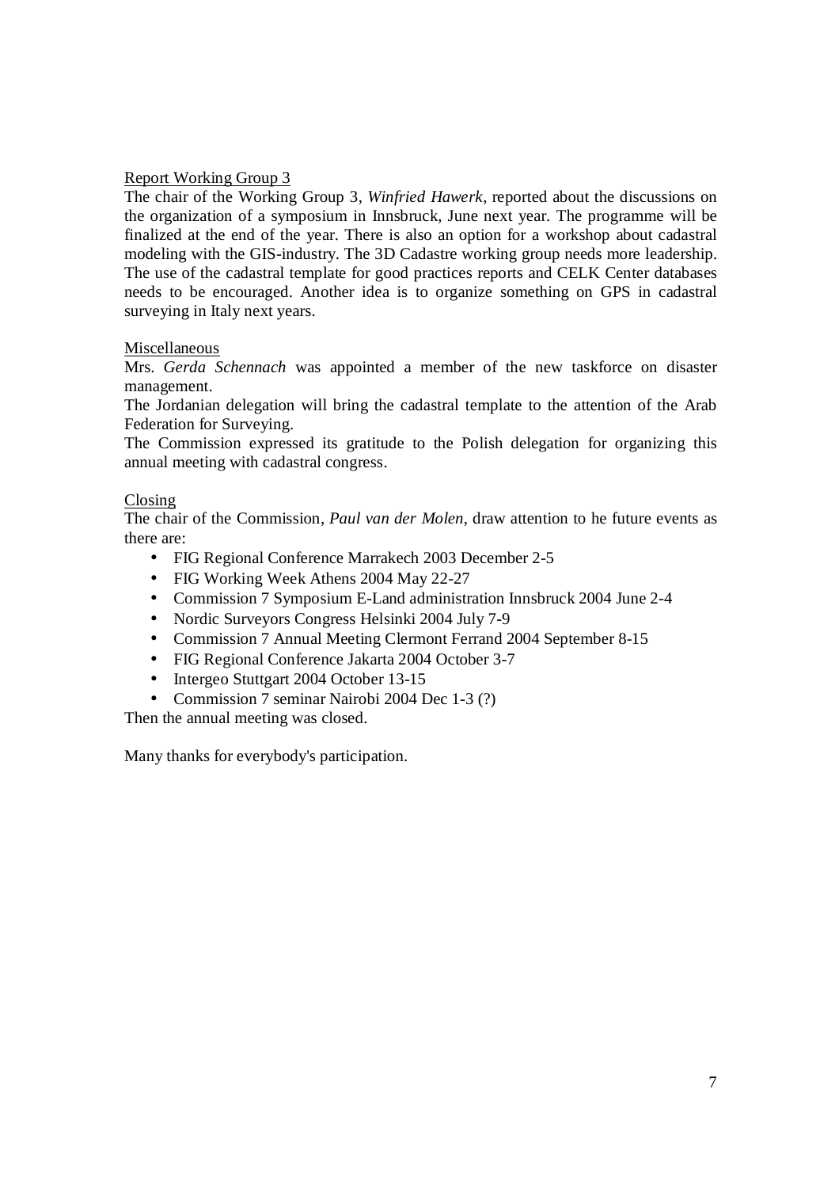Report Working Group 3

The chair of the Working Group 3, *Winfried Hawerk*, reported about the discussions on the organization of a symposium in Innsbruck, June next year. The programme will be finalized at the end of the year. There is also an option for a workshop about cadastral modeling with the GIS-industry. The 3D Cadastre working group needs more leadership. The use of the cadastral template for good practices reports and CELK Center databases needs to be encouraged. Another idea is to organize something on GPS in cadastral surveying in Italy next years.

Miscellaneous

Mrs. *Gerda Schennach* was appointed a member of the new taskforce on disaster management.

The Jordanian delegation will bring the cadastral template to the attention of the Arab Federation for Surveying.

The Commission expressed its gratitude to the Polish delegation for organizing this annual meeting with cadastral congress.

Closing

The chair of the Commission, *Paul van der Molen*, draw attention to he future events as there are:

- FIG Regional Conference Marrakech 2003 December 2-5
- FIG Working Week Athens 2004 May 22-27
- Commission 7 Symposium E-Land administration Innsbruck 2004 June 2-4
- Nordic Surveyors Congress Helsinki 2004 July 7-9
- Commission 7 Annual Meeting Clermont Ferrand 2004 September 8-15
- FIG Regional Conference Jakarta 2004 October 3-7
- Intergeo Stuttgart 2004 October 13-15
- Commission 7 seminar Nairobi 2004 Dec 1-3 (?)

Then the annual meeting was closed.

Many thanks for everybody's participation.